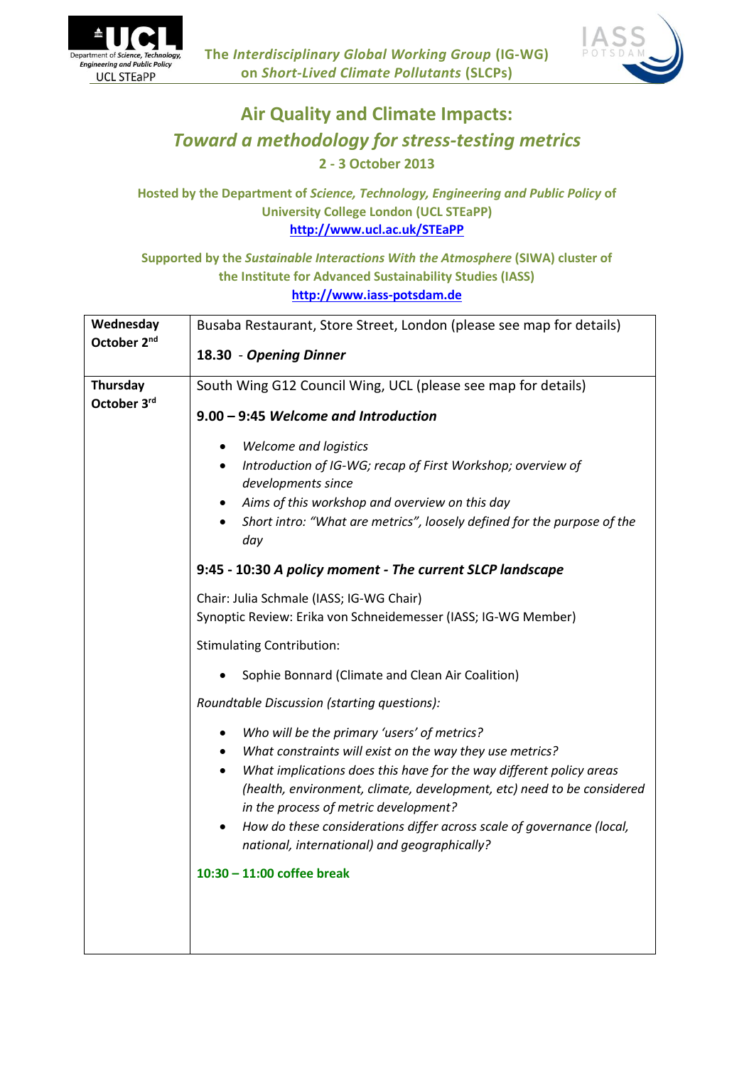Department of *Science, Technology, Engineering and Public Policy*
UCL STEaPP

The *Interdisciplinary Global Working Group* (IG-WG) on *Short-Lived Climate Pollutants* (SLCPs)

# Air Quality and Climate Impacts:
## *Toward a methodology for stress-testing metrics*

**2 - 3 October 2013**

**Hosted by the Department of *Science, Technology, Engineering and Public Policy* of University College London (UCL STEaPP)**
**http://www.ucl.ac.uk/STEaPP**

**Supported by the *Sustainable Interactions With the Atmosphere* (SIWA) cluster of the Institute for Advanced Sustainability Studies (IASS)**
**http://www.iass-potsdam.de**

| | |
|---|---|
| **Wednesday October 2nd** | Busaba Restaurant, Store Street, London (please see map for details)<br><br>**18.30** - ***Opening Dinner*** |
| **Thursday October 3rd** | South Wing G12 Council Wing, UCL (please see map for details)<br><br>**9.00 – 9:45 *Welcome and Introduction***<br><br>• *Welcome and logistics*<br>• *Introduction of IG-WG; recap of First Workshop; overview of developments since*<br>• *Aims of this workshop and overview on this day*<br>• *Short intro: "What are metrics", loosely defined for the purpose of the day*<br><br>**9:45 - 10:30 *A policy moment - The current SLCP landscape***<br><br>Chair: Julia Schmale (IASS; IG-WG Chair)<br>Synoptic Review: Erika von Schneidemesser (IASS; IG-WG Member)<br><br>Stimulating Contribution:<br><br>• Sophie Bonnard (Climate and Clean Air Coalition)<br><br>*Roundtable Discussion (starting questions):*<br><br>• *Who will be the primary 'users' of metrics?*<br>• *What constraints will exist on the way they use metrics?*<br>• *What implications does this have for the way different policy areas (health, environment, climate, development, etc) need to be considered in the process of metric development?*<br>• *How do these considerations differ across scale of governance (local, national, international) and geographically?*<br><br>**10:30 – 11:00 coffee break** |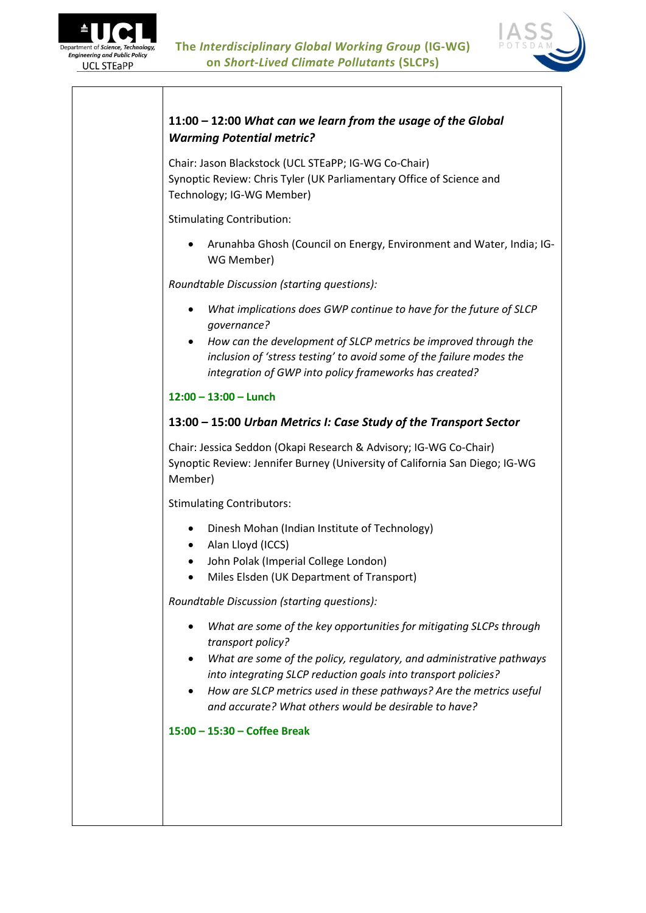**11:00 – 12:00** ***What can we learn from the usage of the Global Warming Potential metric?***

Chair: Jason Blackstock (UCL STEaPP; IG-WG Co-Chair)
Synoptic Review: Chris Tyler (UK Parliamentary Office of Science and Technology; IG-WG Member)

Stimulating Contribution:

- Arunahba Ghosh (Council on Energy, Environment and Water, India; IG-WG Member)

*Roundtable Discussion (starting questions):*

- *What implications does GWP continue to have for the future of SLCP governance?*
- *How can the development of SLCP metrics be improved through the inclusion of 'stress testing' to avoid some of the failure modes the integration of GWP into policy frameworks has created?*

**12:00 – 13:00 – Lunch**

**13:00 – 15:00** ***Urban Metrics I: Case Study of the Transport Sector***

Chair: Jessica Seddon (Okapi Research & Advisory; IG-WG Co-Chair)
Synoptic Review: Jennifer Burney (University of California San Diego; IG-WG Member)

Stimulating Contributors:

- Dinesh Mohan (Indian Institute of Technology)
- Alan Lloyd (ICCS)
- John Polak (Imperial College London)
- Miles Elsden (UK Department of Transport)

*Roundtable Discussion (starting questions):*

- *What are some of the key opportunities for mitigating SLCPs through transport policy?*
- *What are some of the policy, regulatory, and administrative pathways into integrating SLCP reduction goals into transport policies?*
- *How are SLCP metrics used in these pathways? Are the metrics useful and accurate? What others would be desirable to have?*

**15:00 – 15:30 – Coffee Break**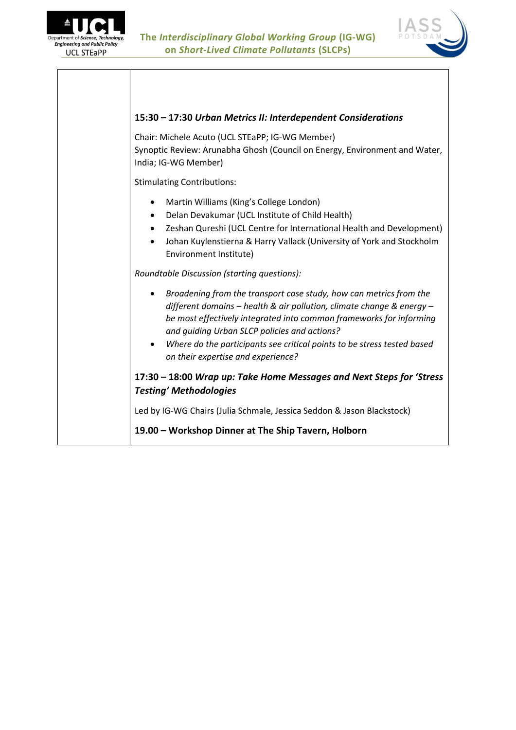**15:30 – 17:30 *Urban Metrics II: Interdependent Considerations***

Chair: Michele Acuto (UCL STEaPP; IG-WG Member)
Synoptic Review: Arunabha Ghosh (Council on Energy, Environment and Water, India; IG-WG Member)

Stimulating Contributions:

- Martin Williams (King's College London)
- Delan Devakumar (UCL Institute of Child Health)
- Zeshan Qureshi (UCL Centre for International Health and Development)
- Johan Kuylenstierna & Harry Vallack (University of York and Stockholm Environment Institute)

*Roundtable Discussion (starting questions):*

- *Broadening from the transport case study, how can metrics from the different domains – health & air pollution, climate change & energy – be most effectively integrated into common frameworks for informing and guiding Urban SLCP policies and actions?*
- *Where do the participants see critical points to be stress tested based on their expertise and experience?*

**17:30 – 18:00 *Wrap up: Take Home Messages and Next Steps for 'Stress Testing' Methodologies***

Led by IG-WG Chairs (Julia Schmale, Jessica Seddon & Jason Blackstock)

**19.00 – Workshop Dinner at The Ship Tavern, Holborn**